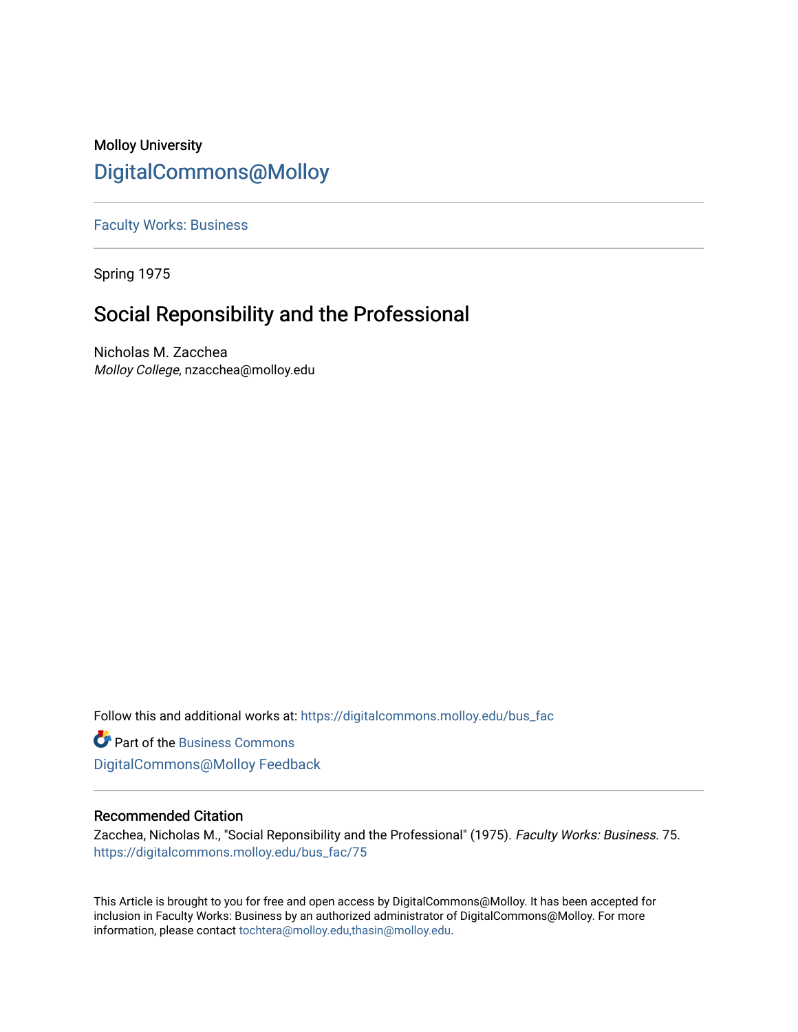Molloy University

# DigitalCommons@Molloy

Faculty Works: Business

Spring 1975

## Social Reponsibility and the Professional

Nicholas M. Zacchea
*Molloy College*, nzacchea@molloy.edu

Follow this and additional works at: https://digitalcommons.molloy.edu/bus_fac

Part of the Business Commons

DigitalCommons@Molloy Feedback

### Recommended Citation

Zacchea, Nicholas M., "Social Reponsibility and the Professional" (1975). *Faculty Works: Business*. 75.
https://digitalcommons.molloy.edu/bus_fac/75

This Article is brought to you for free and open access by DigitalCommons@Molloy. It has been accepted for inclusion in Faculty Works: Business by an authorized administrator of DigitalCommons@Molloy. For more information, please contact tochtera@molloy.edu,thasin@molloy.edu.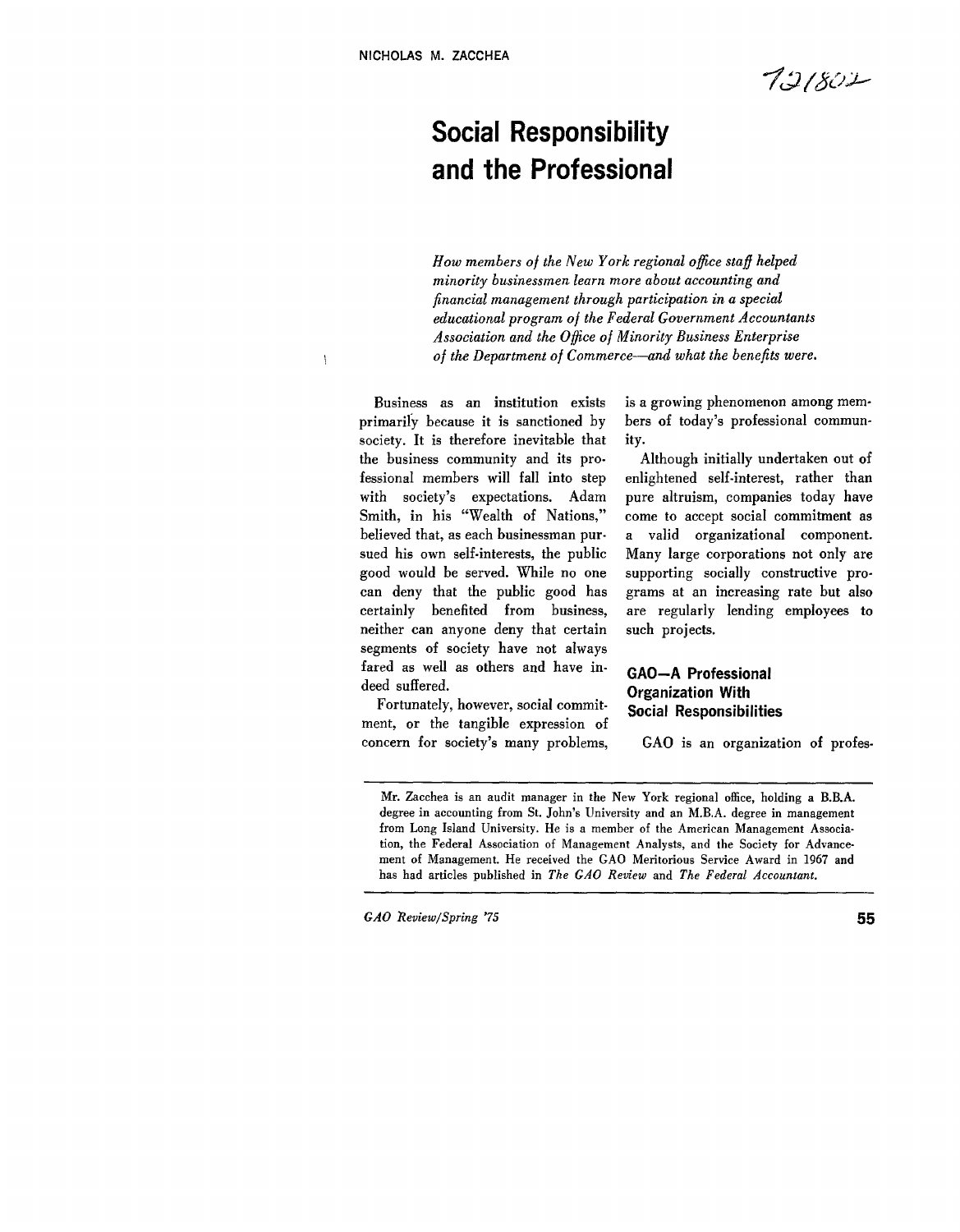NICHOLAS M. ZACCHEA

# Social Responsibility and the Professional

*How members of the New York regional office staff helped minority businessmen learn more about accounting and financial management through participation in a special educational program of the Federal Government Accountants Association and the Office of Minority Business Enterprise of the Department of Commerce—and what the benefits were.*

Business as an institution exists primarily because it is sanctioned by society. It is therefore inevitable that the business community and its professional members will fall into step with society's expectations. Adam Smith, in his "Wealth of Nations," believed that, as each businessman pursued his own self-interests, the public good would be served. While no one can deny that the public good has certainly benefited from business, neither can anyone deny that certain segments of society have not always fared as well as others and have indeed suffered.

Fortunately, however, social commitment, or the tangible expression of concern for society's many problems, is a growing phenomenon among members of today's professional community.

Although initially undertaken out of enlightened self-interest, rather than pure altruism, companies today have come to accept social commitment as a valid organizational component. Many large corporations not only are supporting socially constructive programs at an increasing rate but also are regularly lending employees to such projects.

## GAO—A Professional Organization With Social Responsibilities

GAO is an organization of profes-

Mr. Zacchea is an audit manager in the New York regional office, holding a B.B.A. degree in accounting from St. John's University and an M.B.A. degree in management from Long Island University. He is a member of the American Management Association, the Federal Association of Management Analysts, and the Society for Advancement of Management. He received the GAO Meritorious Service Award in 1967 and has had articles published in *The GAO Review* and *The Federal Accountant.*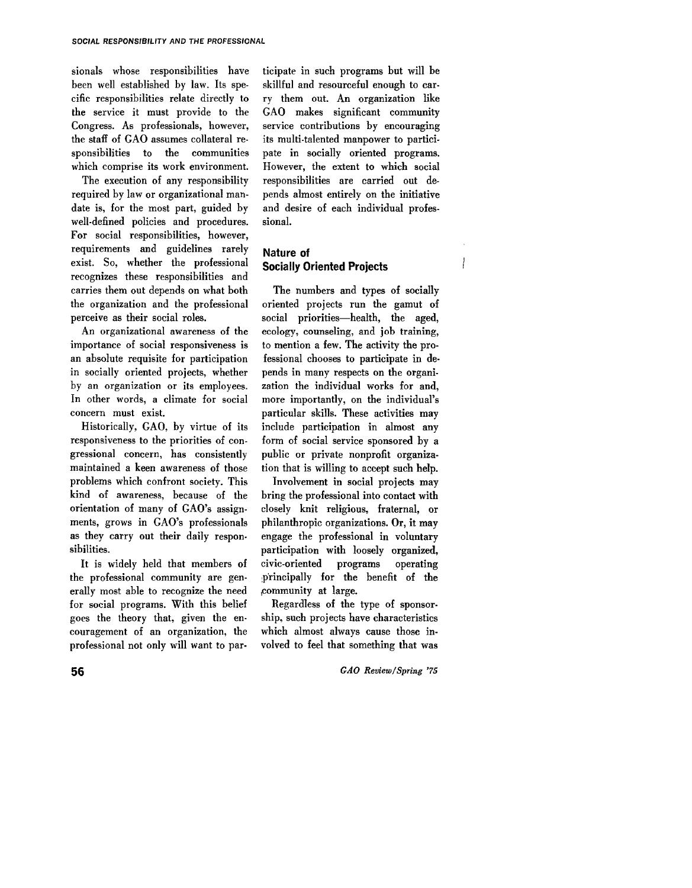sionals whose responsibilities have been well established by law. Its specific responsibilities relate directly to the service it must provide to the Congress. As professionals, however, the staff of GAO assumes collateral responsibilities to the communities which comprise its work environment.

The execution of any responsibility required by law or organizational mandate is, for the most part, guided by well-defined policies and procedures. For social responsibilities, however, requirements and guidelines rarely exist. So, whether the professional recognizes these responsibilities and carries them out depends on what both the organization and the professional perceive as their social roles.

An organizational awareness of the importance of social responsiveness is an absolute requisite for participation in socially oriented projects, whether by an organization or its employees. In other words, a climate for social concern must exist.

Historically, GAO, by virtue of its responsiveness to the priorities of congressional concern, has consistently maintained a keen awareness of those problems which confront society. This kind of awareness, because of the orientation of many of GAO's assignments, grows in GAO's professionals as they carry out their daily responsibilities.

It is widely held that members of the professional community are generally most able to recognize the need for social programs. With this belief goes the theory that, given the encouragement of an organization, the professional not only will want to participate in such programs but will be skillful and resourceful enough to carry them out. An organization like GAO makes significant community service contributions by encouraging its multi-talented manpower to participate in socially oriented programs. However, the extent to which social responsibilities are carried out depends almost entirely on the initiative and desire of each individual professional.

## Nature of Socially Oriented Projects

The numbers and types of socially oriented projects run the gamut of social priorities—health, the aged, ecology, counseling, and job training, to mention a few. The activity the professional chooses to participate in depends in many respects on the organization the individual works for and, more importantly, on the individual's particular skills. These activities may include participation in almost any form of social service sponsored by a public or private nonprofit organization that is willing to accept such help.

Involvement in social projects may bring the professional into contact with closely knit religious, fraternal, or philanthropic organizations. Or, it may engage the professional in voluntary participation with loosely organized, civic-oriented programs operating principally for the benefit of the community at large.

Regardless of the type of sponsorship, such projects have characteristics which almost always cause those involved to feel that something that was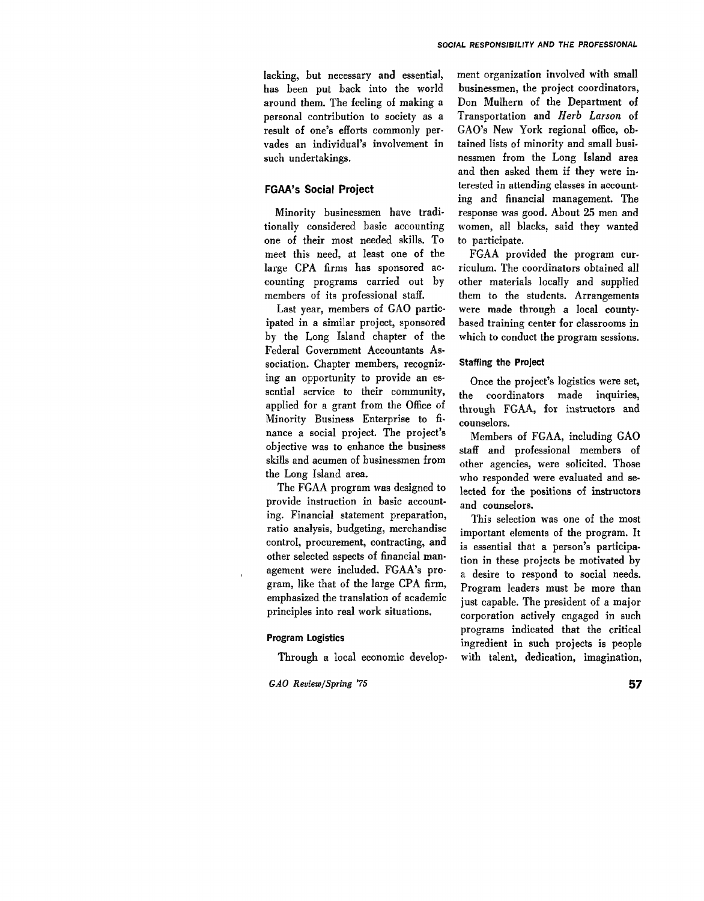lacking, but necessary and essential, has been put back into the world around them. The feeling of making a personal contribution to society as a result of one's efforts commonly pervades an individual's involvement in such undertakings.

## FGAA's Social Project

Minority businessmen have traditionally considered basic accounting one of their most needed skills. To meet this need, at least one of the large CPA firms has sponsored accounting programs carried out by members of its professional staff.

Last year, members of GAO participated in a similar project, sponsored by the Long Island chapter of the Federal Government Accountants Association. Chapter members, recognizing an opportunity to provide an essential service to their community, applied for a grant from the Office of Minority Business Enterprise to finance a social project. The project's objective was to enhance the business skills and acumen of businessmen from the Long Island area.

The FGAA program was designed to provide instruction in basic accounting. Financial statement preparation, ratio analysis, budgeting, merchandise control, procurement, contracting, and other selected aspects of financial management were included. FGAA's program, like that of the large CPA firm, emphasized the translation of academic principles into real work situations.

### Program Logistics

Through a local economic development organization involved with small businessmen, the project coordinators, Don Mulhern of the Department of Transportation and *Herb Larson* of GAO's New York regional office, obtained lists of minority and small businessmen from the Long Island area and then asked them if they were interested in attending classes in accounting and financial management. The response was good. About 25 men and women, all blacks, said they wanted to participate.

FGAA provided the program curriculum. The coordinators obtained all other materials locally and supplied them to the students. Arrangements were made through a local county-based training center for classrooms in which to conduct the program sessions.

### Staffing the Project

Once the project's logistics were set, the coordinators made inquiries, through FGAA, for instructors and counselors.

Members of FGAA, including GAO staff and professional members of other agencies, were solicited. Those who responded were evaluated and selected for the positions of instructors and counselors.

This selection was one of the most important elements of the program. It is essential that a person's participation in these projects be motivated by a desire to respond to social needs. Program leaders must be more than just capable. The president of a major corporation actively engaged in such programs indicated that the critical ingredient in such projects is people with talent, dedication, imagination,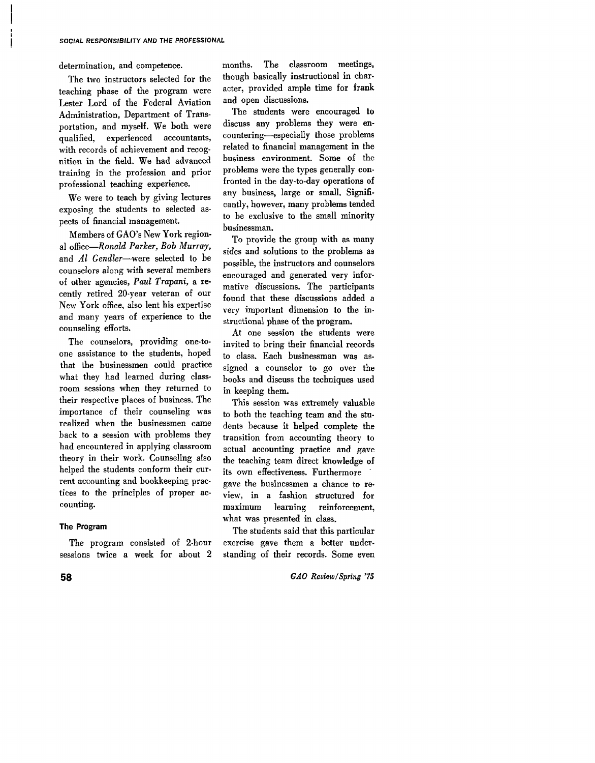determination, and competence.

The two instructors selected for the teaching phase of the program were Lester Lord of the Federal Aviation Administration, Department of Transportation, and myself. We both were qualified, experienced accountants, with records of achievement and recognition in the field. We had advanced training in the profession and prior professional teaching experience.

We were to teach by giving lectures exposing the students to selected aspects of financial management.

Members of GAO's New York regional office—*Ronald Parker, Bob Murray,* and *Al Gendler*—were selected to be counselors along with several members of other agencies, *Paul Trapani,* a recently retired 20-year veteran of our New York office, also lent his expertise and many years of experience to the counseling efforts.

The counselors, providing one-to-one assistance to the students, hoped that the businessmen could practice what they had learned during classroom sessions when they returned to their respective places of business. The importance of their counseling was realized when the businessmen came back to a session with problems they had encountered in applying classroom theory in their work. Counseling also helped the students conform their current accounting and bookkeeping practices to the principles of proper accounting.

#### The Program

The program consisted of 2-hour sessions twice a week for about 2 months. The classroom meetings, though basically instructional in character, provided ample time for frank and open discussions.

The students were encouraged to discuss any problems they were encountering—especially those problems related to financial management in the business environment. Some of the problems were the types generally confronted in the day-to-day operations of any business, large or small. Significantly, however, many problems tended to be exclusive to the small minority businessman.

To provide the group with as many sides and solutions to the problems as possible, the instructors and counselors encouraged and generated very informative discussions. The participants found that these discussions added a very important dimension to the instructional phase of the program.

At one session the students were invited to bring their financial records to class. Each businessman was assigned a counselor to go over the books and discuss the techniques used in keeping them.

This session was extremely valuable to both the teaching team and the students because it helped complete the transition from accounting theory to actual accounting practice and gave the teaching team direct knowledge of its own effectiveness. Furthermore gave the businessmen a chance to review, in a fashion structured for maximum learning reinforcement, what was presented in class.

The students said that this particular exercise gave them a better understanding of their records. Some even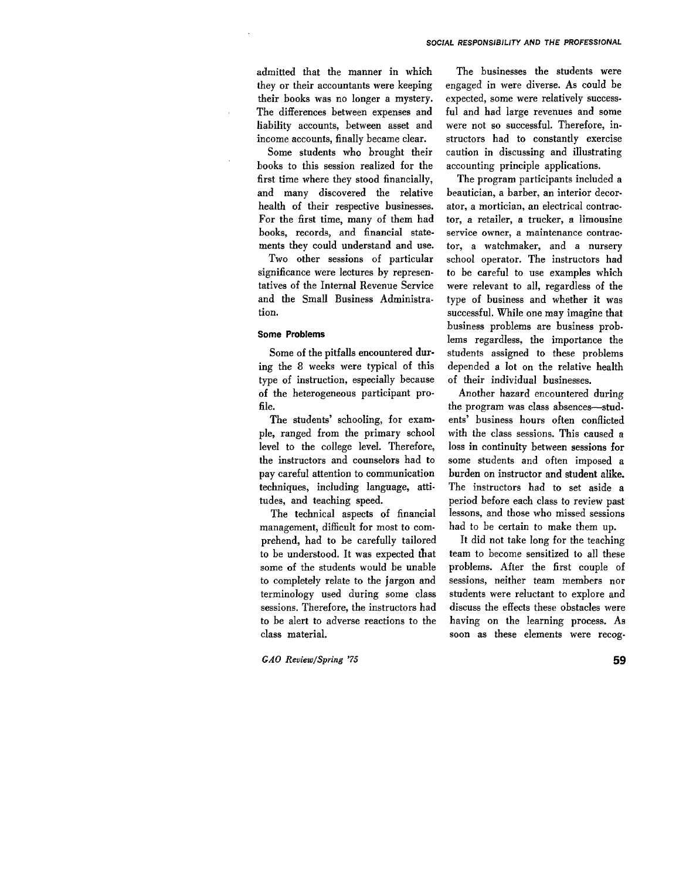admitted that the manner in which they or their accountants were keeping their books was no longer a mystery. The differences between expenses and liability accounts, between asset and income accounts, finally became clear.

Some students who brought their books to this session realized for the first time where they stood financially, and many discovered the relative health of their respective businesses. For the first time, many of them had books, records, and financial statements they could understand and use.

Two other sessions of particular significance were lectures by representatives of the Internal Revenue Service and the Small Business Administration.

### Some Problems

Some of the pitfalls encountered during the 8 weeks were typical of this type of instruction, especially because of the heterogeneous participant profile.

The students' schooling, for example, ranged from the primary school level to the college level. Therefore, the instructors and counselors had to pay careful attention to communication techniques, including language, attitudes, and teaching speed.

The technical aspects of financial management, difficult for most to comprehend, had to be carefully tailored to be understood. It was expected that some of the students would be unable to completely relate to the jargon and terminology used during some class sessions. Therefore, the instructors had to be alert to adverse reactions to the class material.

The businesses the students were engaged in were diverse. As could be expected, some were relatively successful and had large revenues and some were not so successful. Therefore, instructors had to constantly exercise caution in discussing and illustrating accounting principle applications.

The program participants included a beautician, a barber, an interior decorator, a mortician, an electrical contractor, a retailer, a trucker, a limousine service owner, a maintenance contractor, a watchmaker, and a nursery school operator. The instructors had to be careful to use examples which were relevant to all, regardless of the type of business and whether it was successful. While one may imagine that business problems are business problems regardless, the importance the students assigned to these problems depended a lot on the relative health of their individual businesses.

Another hazard encountered during the program was class absences—students' business hours often conflicted with the class sessions. This caused a loss in continuity between sessions for some students and often imposed a burden on instructor and student alike. The instructors had to set aside a period before each class to review past lessons, and those who missed sessions had to be certain to make them up.

It did not take long for the teaching team to become sensitized to all these problems. After the first couple of sessions, neither team members nor students were reluctant to explore and discuss the effects these obstacles were having on the learning process. As soon as these elements were recog-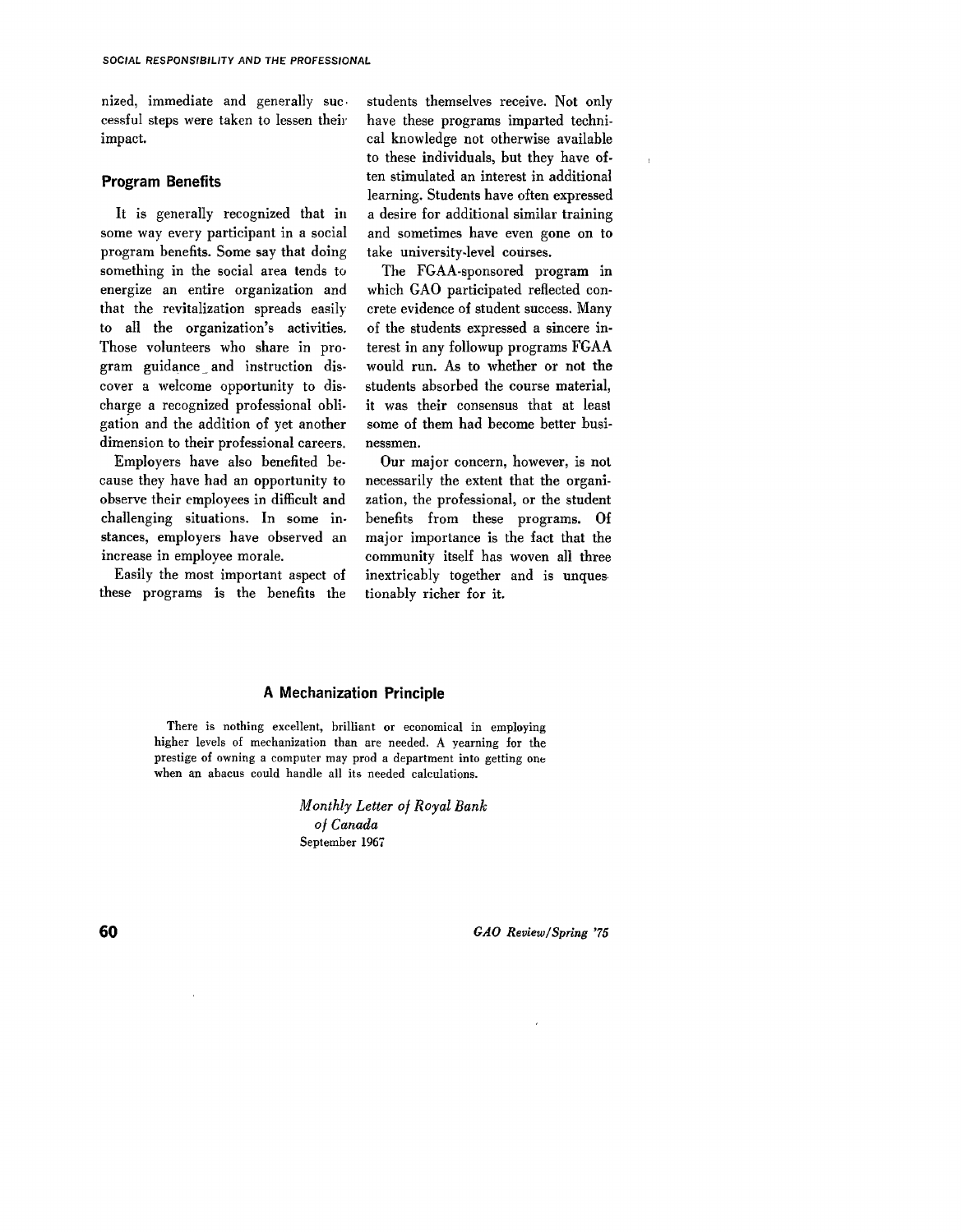nized, immediate and generally successful steps were taken to lessen their impact.

## Program Benefits

It is generally recognized that in some way every participant in a social program benefits. Some say that doing something in the social area tends to energize an entire organization and that the revitalization spreads easily to all the organization's activities. Those volunteers who share in program guidance and instruction discover a welcome opportunity to discharge a recognized professional obligation and the addition of yet another dimension to their professional careers.

Employers have also benefited because they have had an opportunity to observe their employees in difficult and challenging situations. In some instances, employers have observed an increase in employee morale.

Easily the most important aspect of these programs is the benefits the students themselves receive. Not only have these programs imparted technical knowledge not otherwise available to these individuals, but they have often stimulated an interest in additional learning. Students have often expressed a desire for additional similar training and sometimes have even gone on to take university-level courses.

The FGAA-sponsored program in which GAO participated reflected concrete evidence of student success. Many of the students expressed a sincere interest in any followup programs FGAA would run. As to whether or not the students absorbed the course material, it was their consensus that at least some of them had become better businessmen.

Our major concern, however, is not necessarily the extent that the organization, the professional, or the student benefits from these programs. Of major importance is the fact that the community itself has woven all three inextricably together and is unquestionably richer for it.

## A Mechanization Principle

There is nothing excellent, brilliant or economical in employing higher levels of mechanization than are needed. A yearning for the prestige of owning a computer may prod a department into getting one when an abacus could handle all its needed calculations.

*Monthly Letter of Royal Bank of Canada*
September 1967